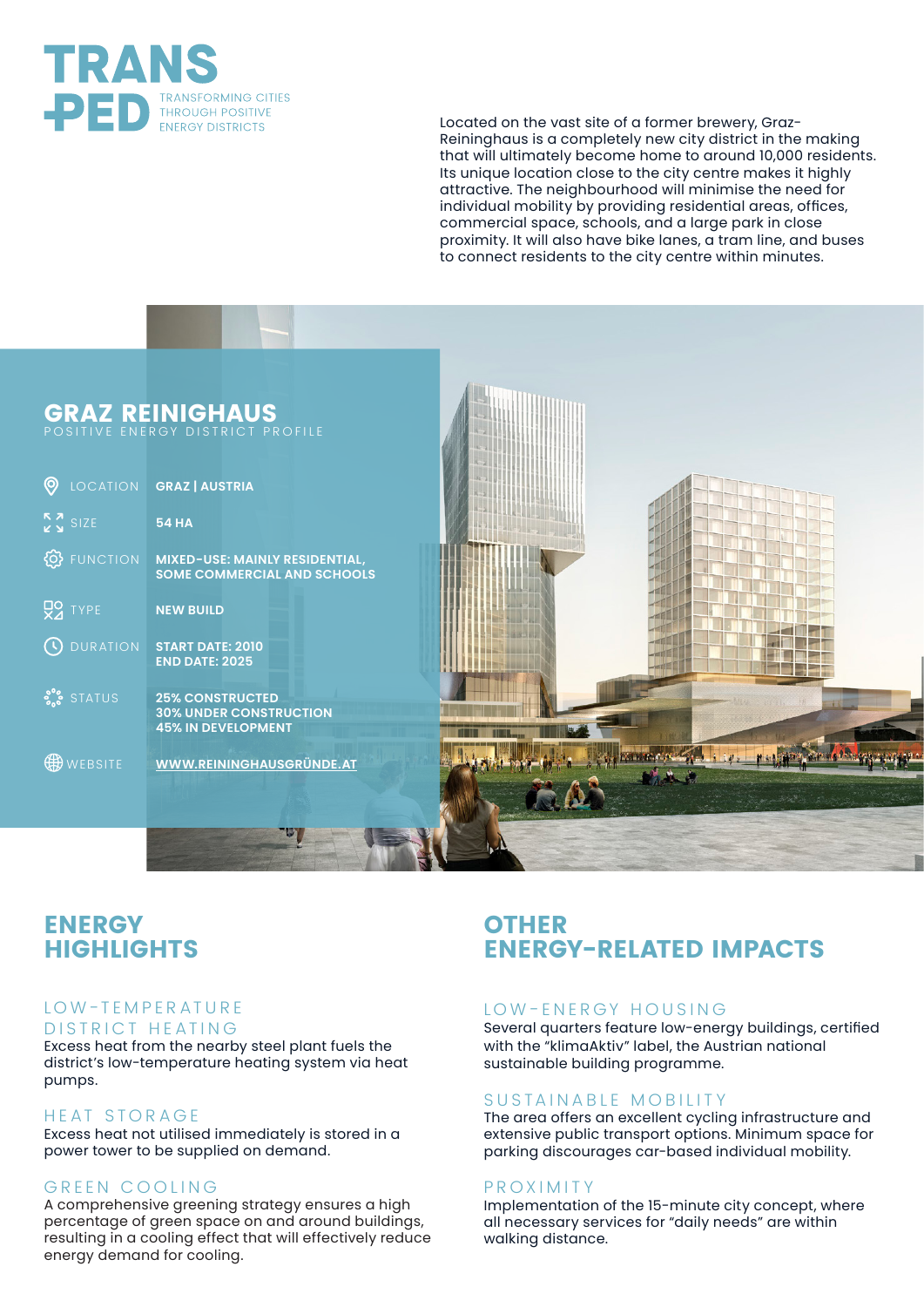# TRANS PED

TRANSFORMING CITIES THROUGH POSITIVE ENERGY DISTRICTS

Located on the vast site of a former brewery, Graz-Reininghaus is a completely new city district in the making that will ultimately become home to around 10,000 residents. Its unique location close to the city centre makes it highly attractive. The neighbourhood will minimise the need for individual mobility by providing residential areas, offices, commercial space, schools, and a large park in close proximity. It will also have bike lanes, a tram line, and buses to connect residents to the city centre within minutes.

## GRAZ REINIGHAUS

POSITIVE ENERGY DISTRICT PROFILE

| | |
|---|---|
| LOCATION | GRAZ \| AUSTRIA |
| SIZE | 54 HA |
| FUNCTION | MIXED-USE: MAINLY RESIDENTIAL, SOME COMMERCIAL AND SCHOOLS |
| TYPE | NEW BUILD |
| DURATION | START DATE: 2010<br>END DATE: 2025 |
| STATUS | 25% CONSTRUCTED<br>30% UNDER CONSTRUCTION<br>45% IN DEVELOPMENT |
| WEBSITE | WWW.REININGHAUSGRÜNDE.AT |

## ENERGY HIGHLIGHTS

### LOW-TEMPERATURE DISTRICT HEATING

Excess heat from the nearby steel plant fuels the district's low-temperature heating system via heat pumps.

### HEAT STORAGE

Excess heat not utilised immediately is stored in a power tower to be supplied on demand.

### GREEN COOLING

A comprehensive greening strategy ensures a high percentage of green space on and around buildings, resulting in a cooling effect that will effectively reduce energy demand for cooling.

## OTHER ENERGY-RELATED IMPACTS

### LOW-ENERGY HOUSING

Several quarters feature low-energy buildings, certified with the "klimaAktiv" label, the Austrian national sustainable building programme.

### SUSTAINABLE MOBILITY

The area offers an excellent cycling infrastructure and extensive public transport options. Minimum space for parking discourages car-based individual mobility.

### PROXIMITY

Implementation of the 15-minute city concept, where all necessary services for "daily needs" are within walking distance.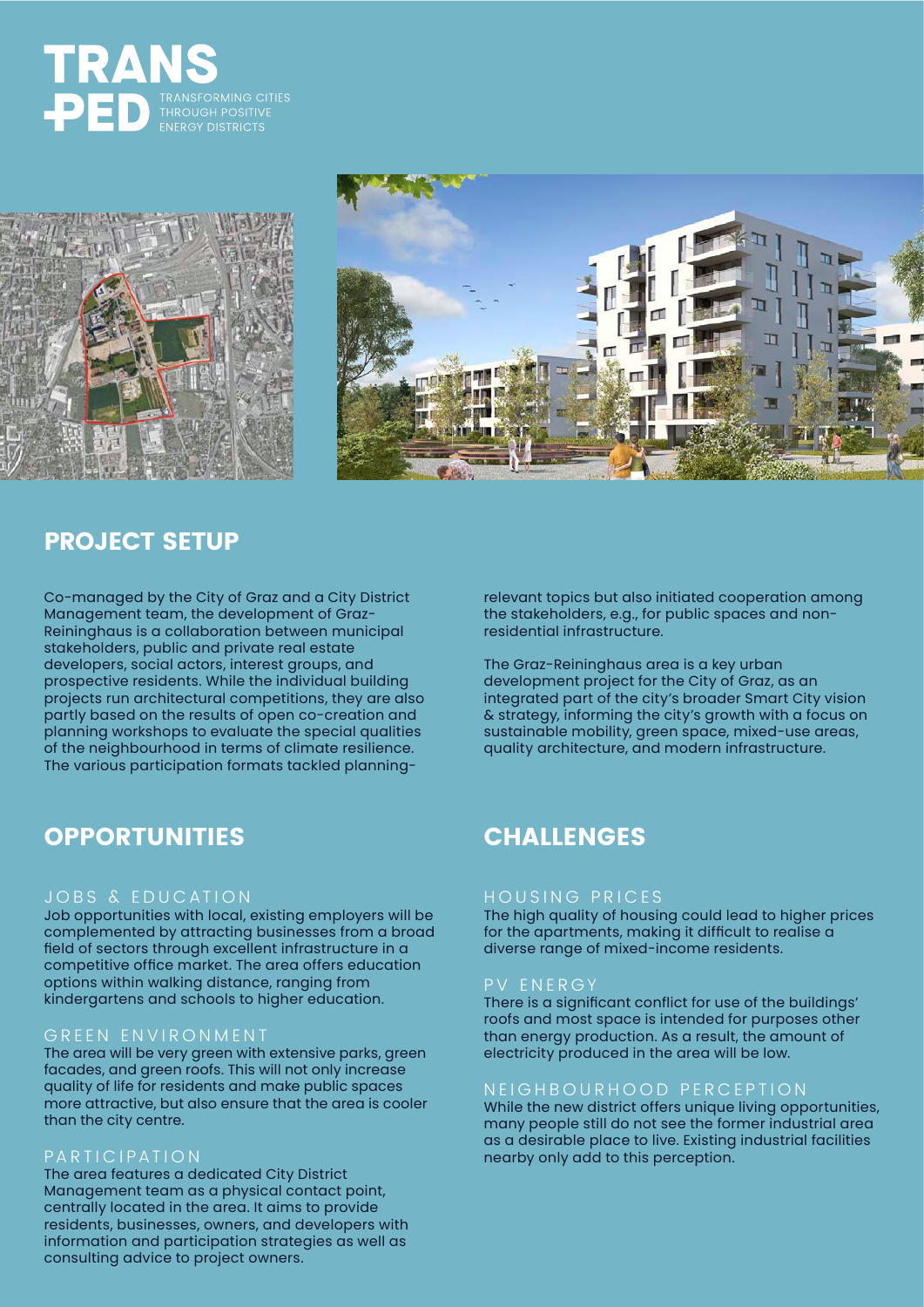# TRANS PED

TRANSFORMING CITIES THROUGH POSITIVE ENERGY DISTRICTS

## PROJECT SETUP

Co-managed by the City of Graz and a City District Management team, the development of Graz-Reininghaus is a collaboration between municipal stakeholders, public and private real estate developers, social actors, interest groups, and prospective residents. While the individual building projects run architectural competitions, they are also partly based on the results of open co-creation and planning workshops to evaluate the special qualities of the neighbourhood in terms of climate resilience. The various participation formats tackled planning-relevant topics but also initiated cooperation among the stakeholders, e.g., for public spaces and non-residential infrastructure.

The Graz-Reininghaus area is a key urban development project for the City of Graz, as an integrated part of the city's broader Smart City vision & strategy, informing the city's growth with a focus on sustainable mobility, green space, mixed-use areas, quality architecture, and modern infrastructure.

## OPPORTUNITIES

### JOBS & EDUCATION

Job opportunities with local, existing employers will be complemented by attracting businesses from a broad field of sectors through excellent infrastructure in a competitive office market. The area offers education options within walking distance, ranging from kindergartens and schools to higher education.

### GREEN ENVIRONMENT

The area will be very green with extensive parks, green facades, and green roofs. This will not only increase quality of life for residents and make public spaces more attractive, but also ensure that the area is cooler than the city centre.

### PARTICIPATION

The area features a dedicated City District Management team as a physical contact point, centrally located in the area. It aims to provide residents, businesses, owners, and developers with information and participation strategies as well as consulting advice to project owners.

## CHALLENGES

### HOUSING PRICES

The high quality of housing could lead to higher prices for the apartments, making it difficult to realise a diverse range of mixed-income residents.

### PV ENERGY

There is a significant conflict for use of the buildings' roofs and most space is intended for purposes other than energy production. As a result, the amount of electricity produced in the area will be low.

### NEIGHBOURHOOD PERCEPTION

While the new district offers unique living opportunities, many people still do not see the former industrial area as a desirable place to live. Existing industrial facilities nearby only add to this perception.